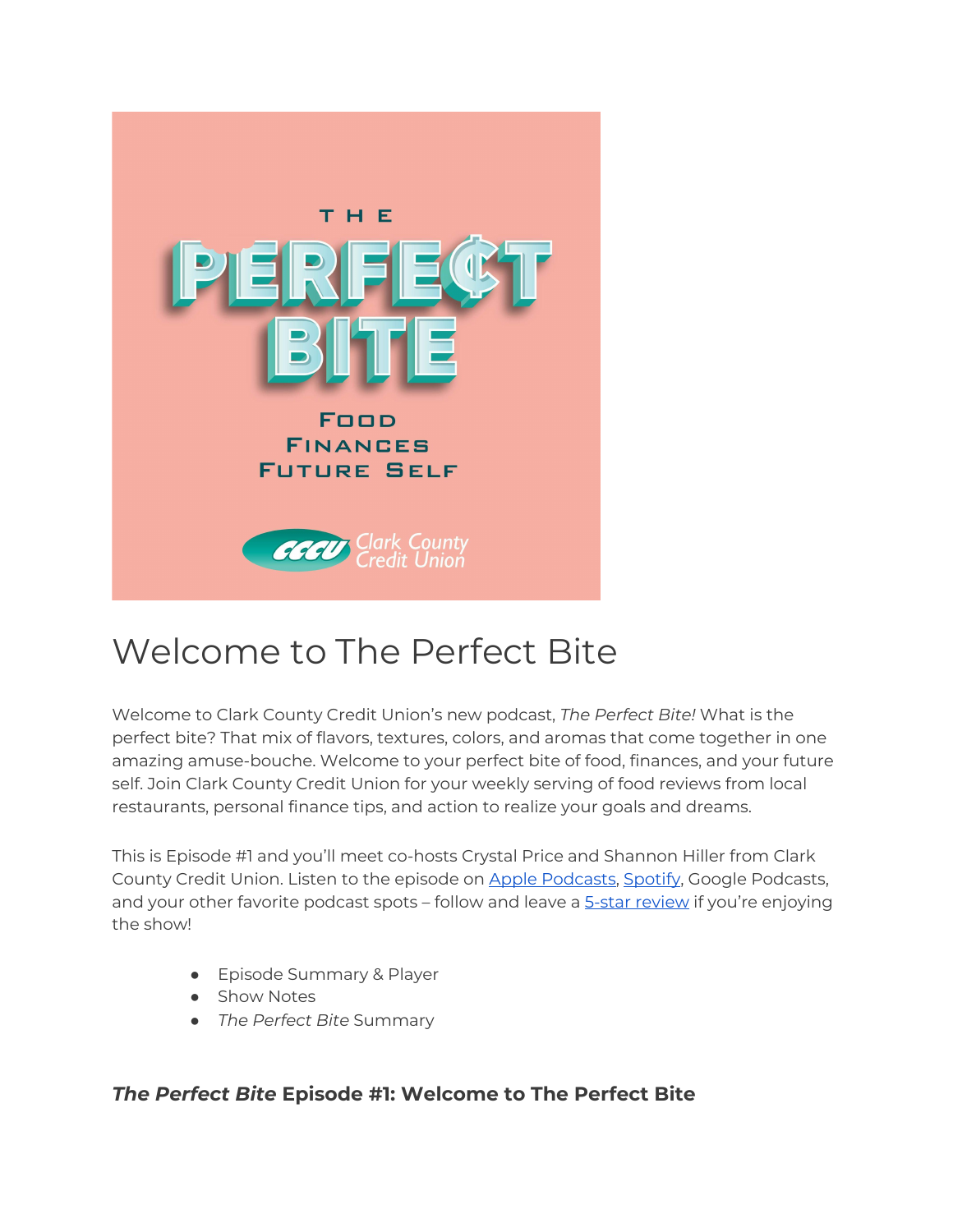# Welcome to The Perfect Bite

Welcome to Clark County Credit Union's new podcast, *The Perfect Bite!* What is the perfect bite? That mix of flavors, textures, colors, and aromas that come together in one amazing amuse-bouche. Welcome to your perfect bite of food, finances, and your future self. Join Clark County Credit Union for your weekly serving of food reviews from local restaurants, personal finance tips, and action to realize your goals and dreams.

This is Episode #1 and you'll meet co-hosts Crystal Price and Shannon Hiller from Clark County Credit Union. Listen to the episode on Apple Podcasts, Spotify, Google Podcasts, and your other favorite podcast spots – follow and leave a 5-star review if you're enjoying the show!

- Episode Summary & Player
- Show Notes
- *The Perfect Bite* Summary

### ***The Perfect Bite* Episode #1: Welcome to The Perfect Bite**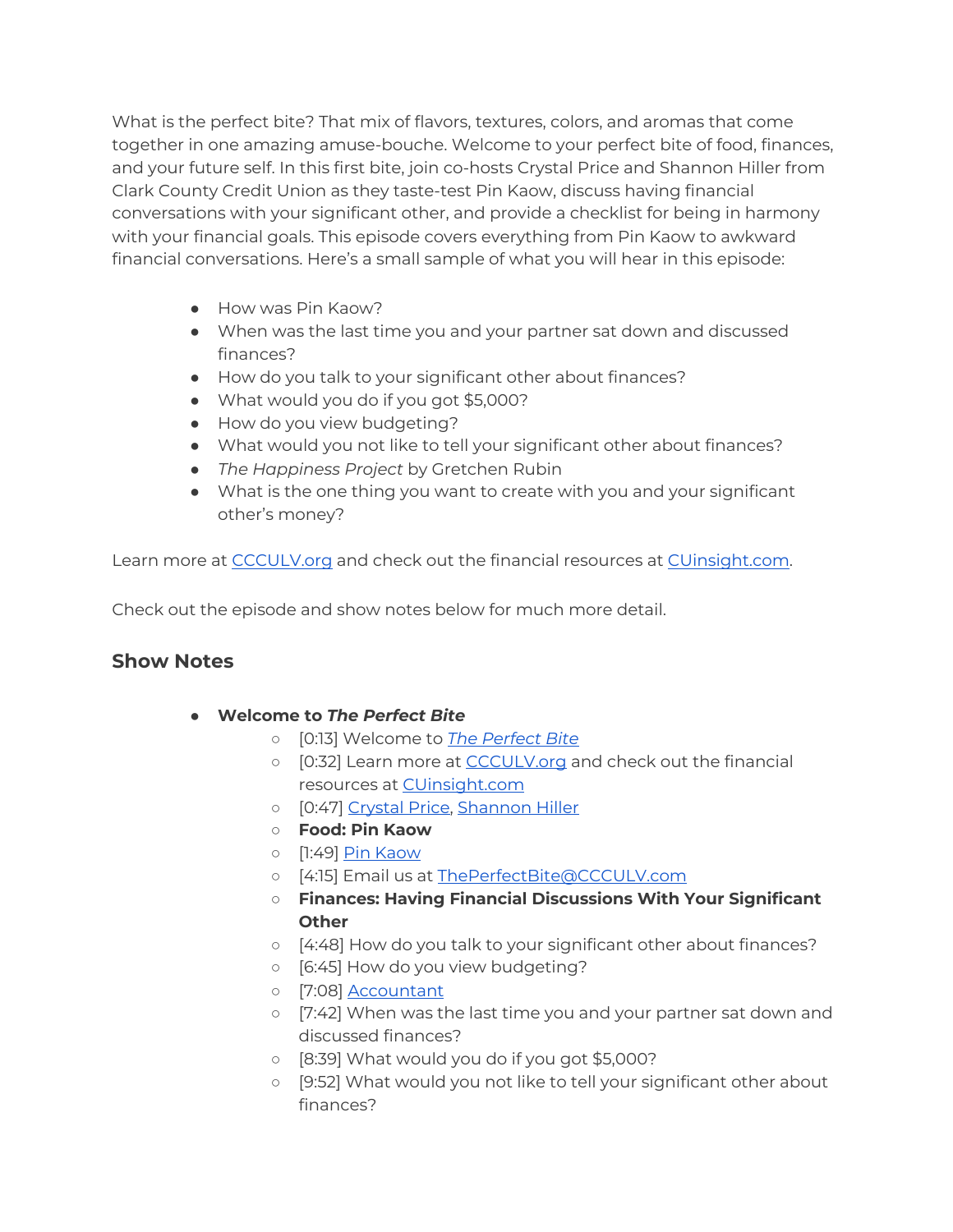What is the perfect bite? That mix of flavors, textures, colors, and aromas that come together in one amazing amuse-bouche. Welcome to your perfect bite of food, finances, and your future self. In this first bite, join co-hosts Crystal Price and Shannon Hiller from Clark County Credit Union as they taste-test Pin Kaow, discuss having financial conversations with your significant other, and provide a checklist for being in harmony with your financial goals. This episode covers everything from Pin Kaow to awkward financial conversations. Here's a small sample of what you will hear in this episode:

- How was Pin Kaow?
- When was the last time you and your partner sat down and discussed finances?
- How do you talk to your significant other about finances?
- What would you do if you got $5,000?
- How do you view budgeting?
- What would you not like to tell your significant other about finances?
- *The Happiness Project* by Gretchen Rubin
- What is the one thing you want to create with you and your significant other's money?

Learn more at [CCCULV.org](CCCULV.org) and check out the financial resources at [CUinsight.com](CUinsight.com).

Check out the episode and show notes below for much more detail.

## Show Notes

- **Welcome to *The Perfect Bite***
  - [0:13] Welcome to [*The Perfect Bite*](The Perfect Bite)
  - [0:32] Learn more at [CCCULV.org](CCCULV.org) and check out the financial resources at [CUinsight.com](CUinsight.com)
  - [0:47] [Crystal Price](Crystal Price), [Shannon Hiller](Shannon Hiller)
  - **Food: Pin Kaow**
  - [1:49] [Pin Kaow](Pin Kaow)
  - [4:15] Email us at [ThePerfectBite@CCCULV.com](ThePerfectBite@CCCULV.com)
  - **Finances: Having Financial Discussions With Your Significant Other**
  - [4:48] How do you talk to your significant other about finances?
  - [6:45] How do you view budgeting?
  - [7:08] [Accountant](Accountant)
  - [7:42] When was the last time you and your partner sat down and discussed finances?
  - [8:39] What would you do if you got $5,000?
  - [9:52] What would you not like to tell your significant other about finances?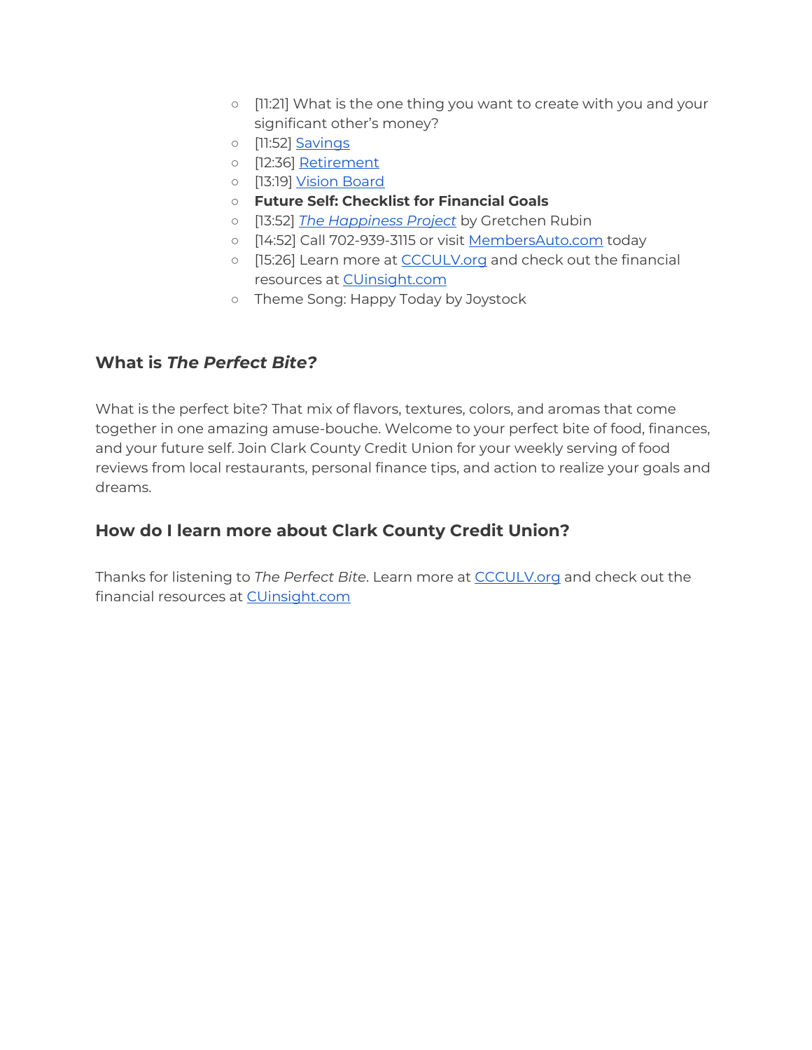- [11:21] What is the one thing you want to create with you and your significant other's money?
- [11:52] Savings
- [12:36] Retirement
- [13:19] Vision Board
- **Future Self: Checklist for Financial Goals**
- [13:52] *The Happiness Project* by Gretchen Rubin
- [14:52] Call 702-939-3115 or visit MembersAuto.com today
- [15:26] Learn more at CCCULV.org and check out the financial resources at CUinsight.com
- Theme Song: Happy Today by Joystock

## What is *The Perfect Bite*?

What is the perfect bite? That mix of flavors, textures, colors, and aromas that come together in one amazing amuse-bouche. Welcome to your perfect bite of food, finances, and your future self. Join Clark County Credit Union for your weekly serving of food reviews from local restaurants, personal finance tips, and action to realize your goals and dreams.

## How do I learn more about Clark County Credit Union?

Thanks for listening to *The Perfect Bite*. Learn more at CCCULV.org and check out the financial resources at CUinsight.com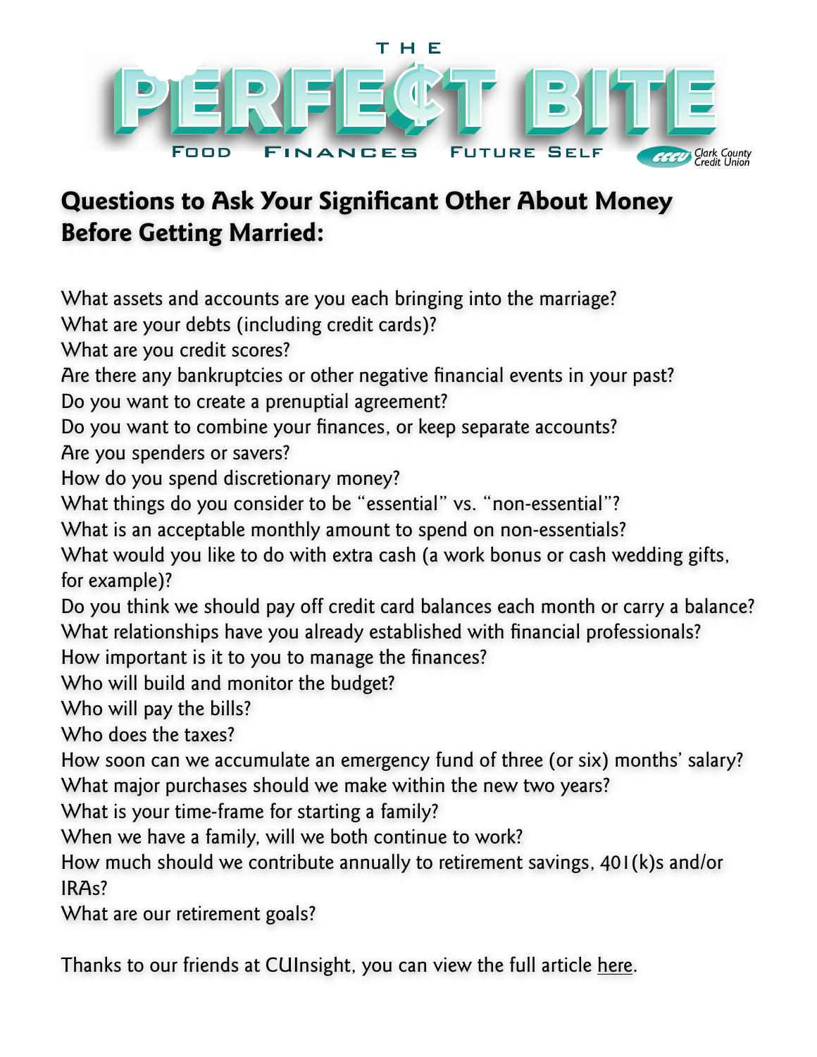THE PERFE¢T BITE

FOOD FINANCES FUTURE SELF

Clark County Credit Union

## Questions to Ask Your Significant Other About Money Before Getting Married:

What assets and accounts are you each bringing into the marriage?
What are your debts (including credit cards)?
What are you credit scores?
Are there any bankruptcies or other negative financial events in your past?
Do you want to create a prenuptial agreement?
Do you want to combine your finances, or keep separate accounts?
Are you spenders or savers?
How do you spend discretionary money?
What things do you consider to be "essential" vs. "non-essential"?
What is an acceptable monthly amount to spend on non-essentials?
What would you like to do with extra cash (a work bonus or cash wedding gifts, for example)?
Do you think we should pay off credit card balances each month or carry a balance?
What relationships have you already established with financial professionals?
How important is it to you to manage the finances?
Who will build and monitor the budget?
Who will pay the bills?
Who does the taxes?
How soon can we accumulate an emergency fund of three (or six) months' salary?
What major purchases should we make within the new two years?
What is your time-frame for starting a family?
When we have a family, will we both continue to work?
How much should we contribute annually to retirement savings, 401(k)s and/or IRAs?
What are our retirement goals?

Thanks to our friends at CUInsight, you can view the full article here.